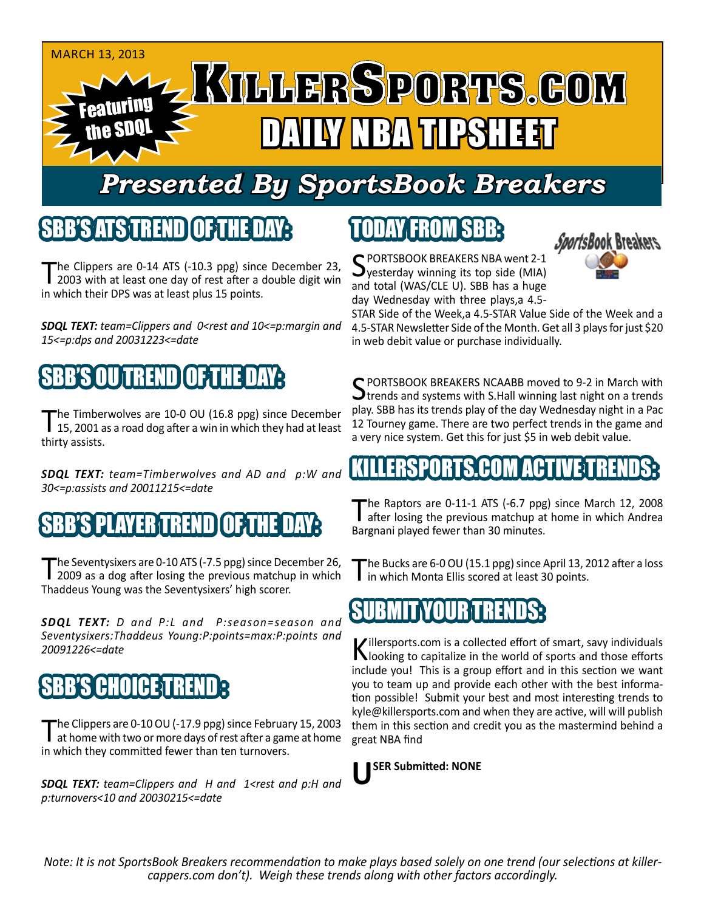MARCH 13, 2013

Featuring the SDQL

# KILLERSPORTS.COM DAILY NBA TIPSHEET

## Presented By SportsBook Breakers

## SBB'S ATS TREND OF THE DAY:

The Clippers are 0-14 ATS (-10.3 ppg) since December 23, 2003 with at least one day of rest after a double digit win in which their DPS was at least plus 15 points.

***SDQL TEXT:*** *team=Clippers and 0<rest and 10<=p:margin and 15<=p:dps and 20031223<=date*

## SBB'S OU TREND OF THE DAY:

The Timberwolves are 10-0 OU (16.8 ppg) since December 15, 2001 as a road dog after a win in which they had at least thirty assists.

***SDQL TEXT:*** *team=Timberwolves and AD and p:W and 30<=p:assists and 20011215<=date*

## SBB'S PLAYER TREND OF THE DAY:

The Seventysixers are 0-10 ATS (-7.5 ppg) since December 26, 2009 as a dog after losing the previous matchup in which Thaddeus Young was the Seventysixers' high scorer.

***SDQL TEXT:*** *D and P:L and P:season=season and Seventysixers:Thaddeus Young:P:points=max:P:points and 20091226<=date*

## SBB'S CHOICE TREND :

The Clippers are 0-10 OU (-17.9 ppg) since February 15, 2003 at home with two or more days of rest after a game at home in which they committed fewer than ten turnovers.

***SDQL TEXT:*** *team=Clippers and H and 1<rest and p:H and p:turnovers<10 and 20030215<=date*

## TODAY FROM SBB:

SportsBook Breakers

SPORTSBOOK BREAKERS NBA went 2-1 yesterday winning its top side (MIA) and total (WAS/CLE U). SBB has a huge day Wednesday with three plays,a 4.5-STAR Side of the Week,a 4.5-STAR Value Side of the Week and a 4.5-STAR Newsletter Side of the Month. Get all 3 plays for just $20 in web debit value or purchase individually.

SPORTSBOOK BREAKERS NCAABB moved to 9-2 in March with trends and systems with S.Hall winning last night on a trends play. SBB has its trends play of the day Wednesday night in a Pac 12 Tourney game. There are two perfect trends in the game and a very nice system. Get this for just $5 in web debit value.

## KILLERSPORTS.COM ACTIVE TRENDS:

The Raptors are 0-11-1 ATS (-6.7 ppg) since March 12, 2008 after losing the previous matchup at home in which Andrea Bargnani played fewer than 30 minutes.

The Bucks are 6-0 OU (15.1 ppg) since April 13, 2012 after a loss in which Monta Ellis scored at least 30 points.

## SUBMIT YOUR TRENDS:

Killersports.com is a collected effort of smart, savy individuals looking to capitalize in the world of sports and those efforts include you! This is a group effort and in this section we want you to team up and provide each other with the best information possible! Submit your best and most interesting trends to kyle@killersports.com and when they are active, will will publish them in this section and credit you as the mastermind behind a great NBA find

**USER Submitted: NONE**

*Note: It is not SportsBook Breakers recommendation to make plays based solely on one trend (our selections at killercappers.com don't). Weigh these trends along with other factors accordingly.*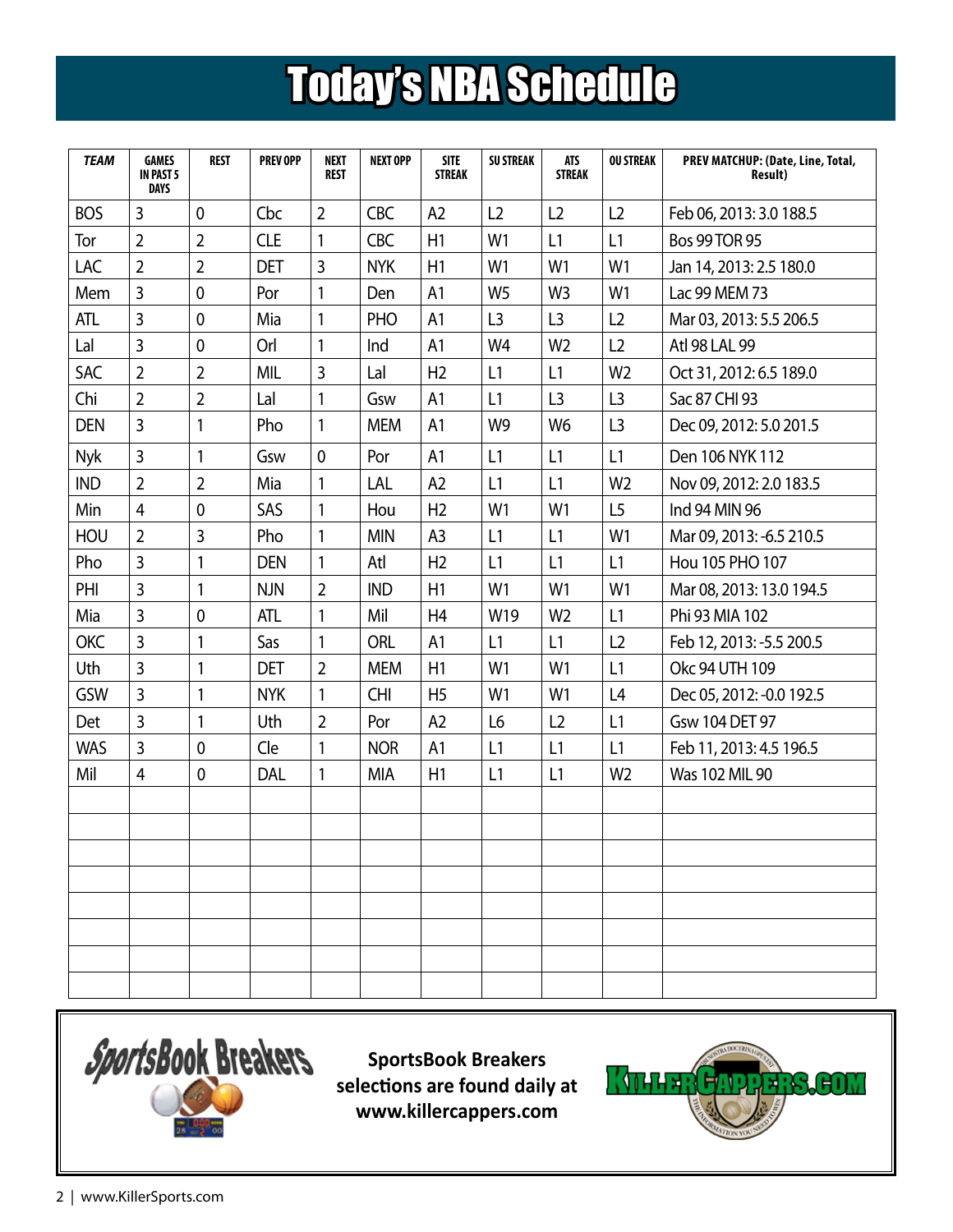# Today's NBA Schedule

| TEAM | GAMES IN PAST 5 DAYS | REST | PREV OPP | NEXT REST | NEXT OPP | SITE STREAK | SU STREAK | ATS STREAK | OU STREAK | PREV MATCHUP: (Date, Line, Total, Result) |
|---|---|---|---|---|---|---|---|---|---|---|
| BOS | 3 | 0 | Cbc | 2 | CBC | A2 | L2 | L2 | L2 | Feb 06, 2013: 3.0 188.5 |
| Tor | 2 | 2 | CLE | 1 | CBC | H1 | W1 | L1 | L1 | Bos 99 TOR 95 |
| LAC | 2 | 2 | DET | 3 | NYK | H1 | W1 | W1 | W1 | Jan 14, 2013: 2.5 180.0 |
| Mem | 3 | 0 | Por | 1 | Den | A1 | W5 | W3 | W1 | Lac 99 MEM 73 |
| ATL | 3 | 0 | Mia | 1 | PHO | A1 | L3 | L3 | L2 | Mar 03, 2013: 5.5 206.5 |
| Lal | 3 | 0 | Orl | 1 | Ind | A1 | W4 | W2 | L2 | Atl 98 LAL 99 |
| SAC | 2 | 2 | MIL | 3 | Lal | H2 | L1 | L1 | W2 | Oct 31, 2012: 6.5 189.0 |
| Chi | 2 | 2 | Lal | 1 | Gsw | A1 | L1 | L3 | L3 | Sac 87 CHI 93 |
| DEN | 3 | 1 | Pho | 1 | MEM | A1 | W9 | W6 | L3 | Dec 09, 2012: 5.0 201.5 |
| Nyk | 3 | 1 | Gsw | 0 | Por | A1 | L1 | L1 | L1 | Den 106 NYK 112 |
| IND | 2 | 2 | Mia | 1 | LAL | A2 | L1 | L1 | W2 | Nov 09, 2012: 2.0 183.5 |
| Min | 4 | 0 | SAS | 1 | Hou | H2 | W1 | W1 | L5 | Ind 94 MIN 96 |
| HOU | 2 | 3 | Pho | 1 | MIN | A3 | L1 | L1 | W1 | Mar 09, 2013: -6.5 210.5 |
| Pho | 3 | 1 | DEN | 1 | Atl | H2 | L1 | L1 | L1 | Hou 105 PHO 107 |
| PHI | 3 | 1 | NJN | 2 | IND | H1 | W1 | W1 | W1 | Mar 08, 2013: 13.0 194.5 |
| Mia | 3 | 0 | ATL | 1 | Mil | H4 | W19 | W2 | L1 | Phi 93 MIA 102 |
| OKC | 3 | 1 | Sas | 1 | ORL | A1 | L1 | L1 | L2 | Feb 12, 2013: -5.5 200.5 |
| Uth | 3 | 1 | DET | 2 | MEM | H1 | W1 | W1 | L1 | Okc 94 UTH 109 |
| GSW | 3 | 1 | NYK | 1 | CHI | H5 | W1 | W1 | L4 | Dec 05, 2012: -0.0 192.5 |
| Det | 3 | 1 | Uth | 2 | Por | A2 | L6 | L2 | L1 | Gsw 104 DET 97 |
| WAS | 3 | 0 | Cle | 1 | NOR | A1 | L1 | L1 | L1 | Feb 11, 2013: 4.5 196.5 |
| Mil | 4 | 0 | DAL | 1 | MIA | H1 | L1 | L1 | W2 | Was 102 MIL 90 |

SportsBook Breakers

**SportsBook Breakers selections are found daily at www.killercappers.com**

KILLERCAPPERS.COM